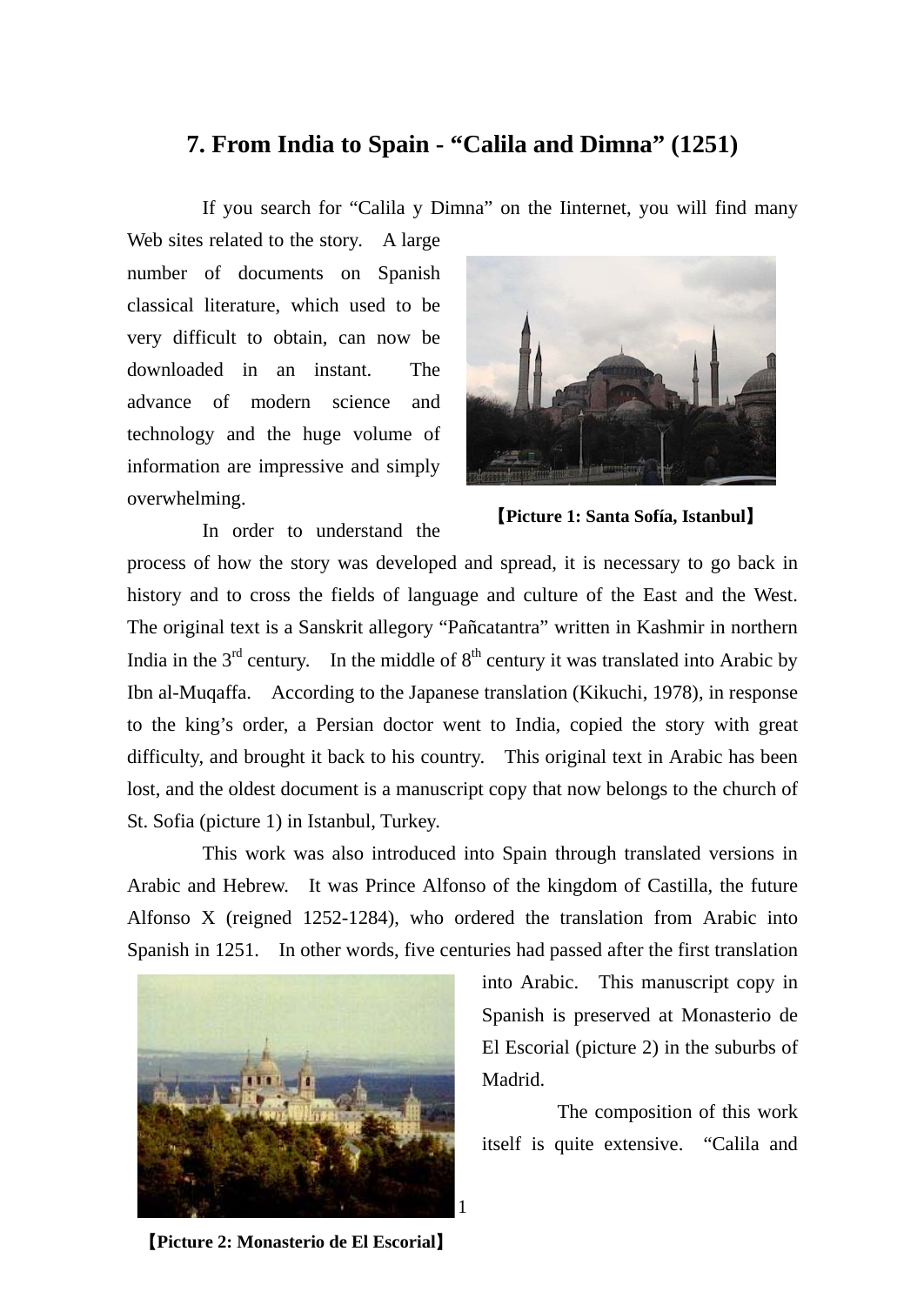# 7. From India to Spain - "Calila and Dimna" (1251)

If you search for "Calila y Dimna" on the Iinternet, you will find many Web sites related to the story. A large number of documents on Spanish classical literature, which used to be very difficult to obtain, can now be downloaded in an instant. The advance of modern science and technology and the huge volume of information are impressive and simply overwhelming.

【Picture 1: Santa Sofía, Istanbul】

In order to understand the process of how the story was developed and spread, it is necessary to go back in history and to cross the fields of language and culture of the East and the West. The original text is a Sanskrit allegory "Pañcatantra" written in Kashmir in northern India in the 3rd century. In the middle of 8th century it was translated into Arabic by Ibn al-Muqaffa. According to the Japanese translation (Kikuchi, 1978), in response to the king's order, a Persian doctor went to India, copied the story with great difficulty, and brought it back to his country. This original text in Arabic has been lost, and the oldest document is a manuscript copy that now belongs to the church of St. Sofia (picture 1) in Istanbul, Turkey.

This work was also introduced into Spain through translated versions in Arabic and Hebrew. It was Prince Alfonso of the kingdom of Castilla, the future Alfonso X (reigned 1252-1284), who ordered the translation from Arabic into Spanish in 1251. In other words, five centuries had passed after the first translation into Arabic. This manuscript copy in Spanish is preserved at Monasterio de El Escorial (picture 2) in the suburbs of Madrid.

【Picture 2: Monasterio de El Escorial】

The composition of this work itself is quite extensive. "Calila and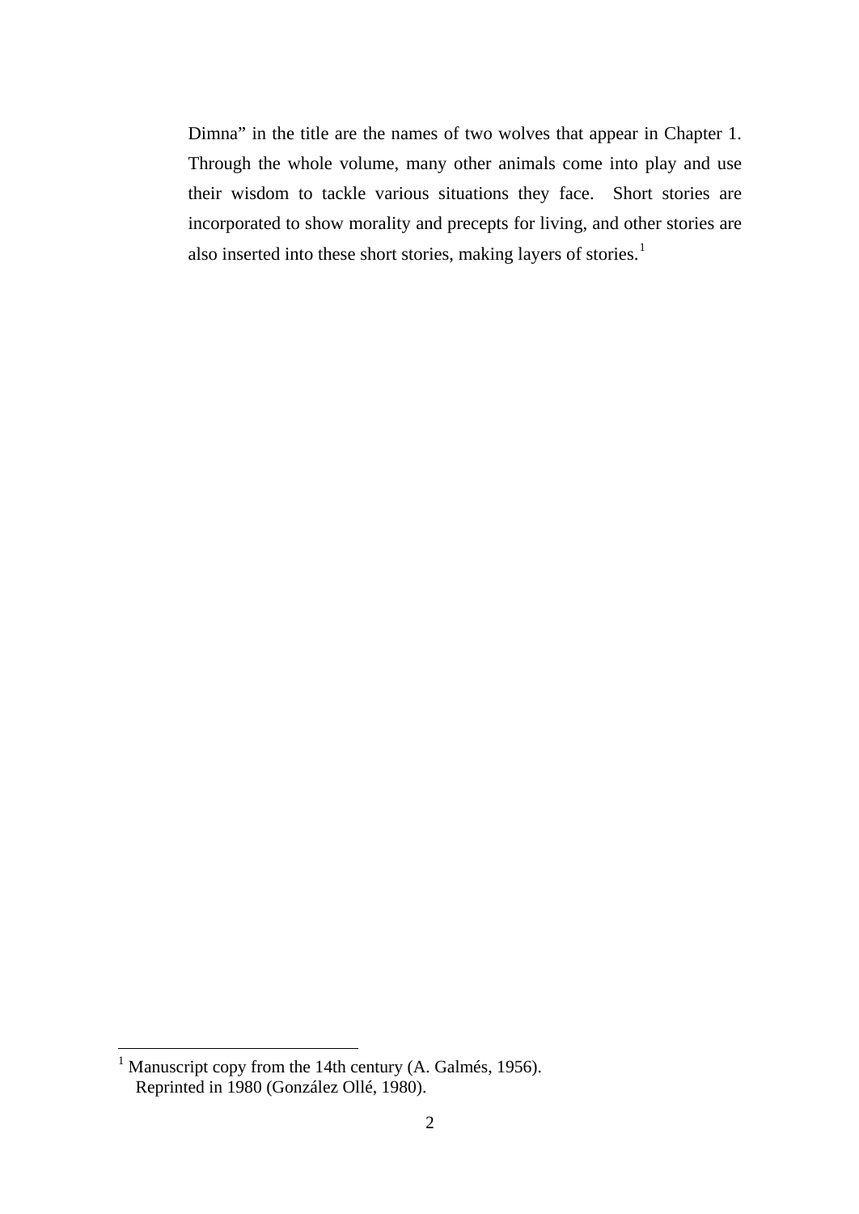Dimna" in the title are the names of two wolves that appear in Chapter 1. Through the whole volume, many other animals come into play and use their wisdom to tackle various situations they face. Short stories are incorporated to show morality and precepts for living, and other stories are also inserted into these short stories, making layers of stories.[1]

[1] Manuscript copy from the 14th century (A. Galmés, 1956).
Reprinted in 1980 (González Ollé, 1980).